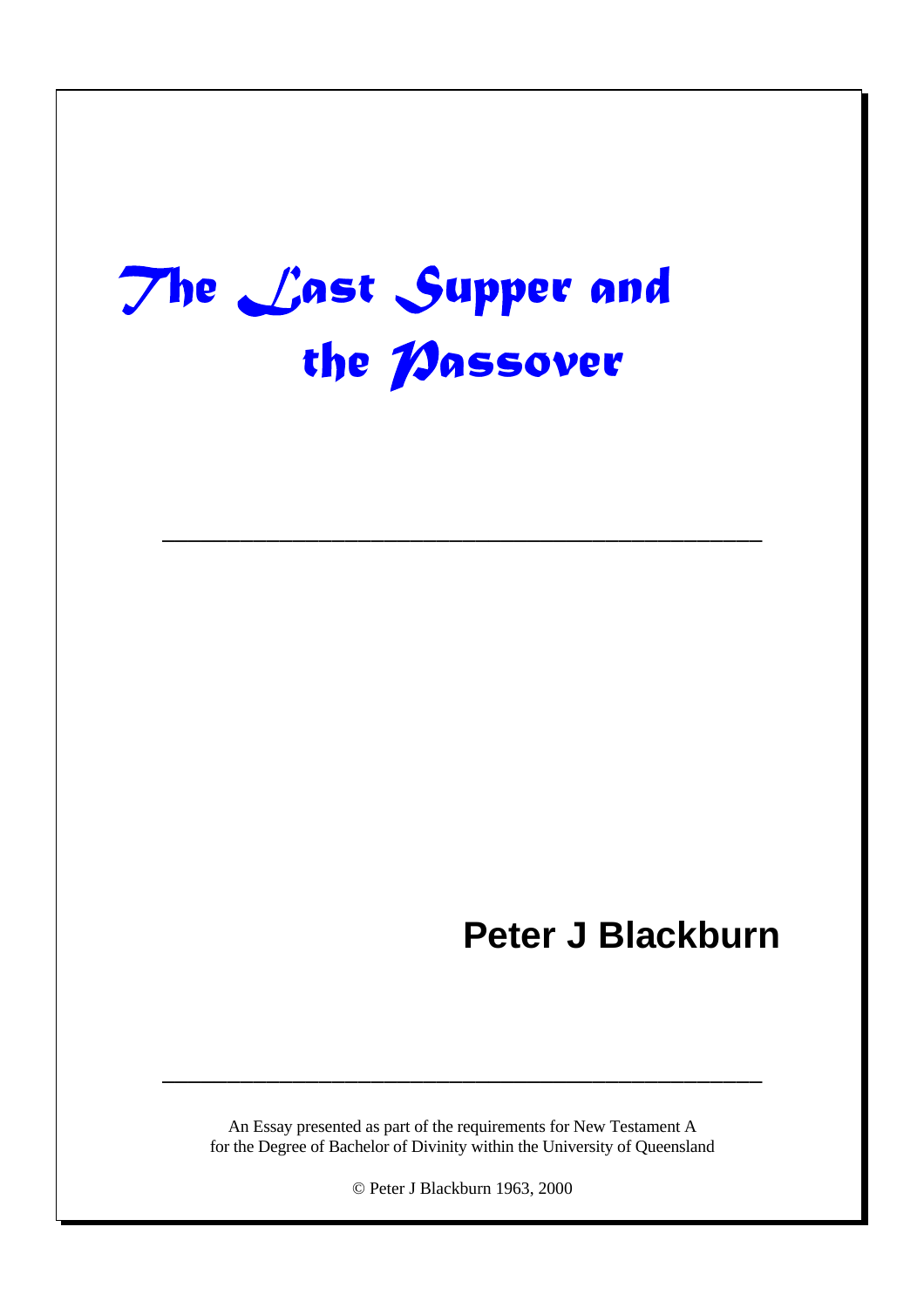# The Last Supper and the Passover

---

**Peter J Blackburn**

---

An Essay presented as part of the requirements for New Testament A
for the Degree of Bachelor of Divinity within the University of Queensland

© Peter J Blackburn 1963, 2000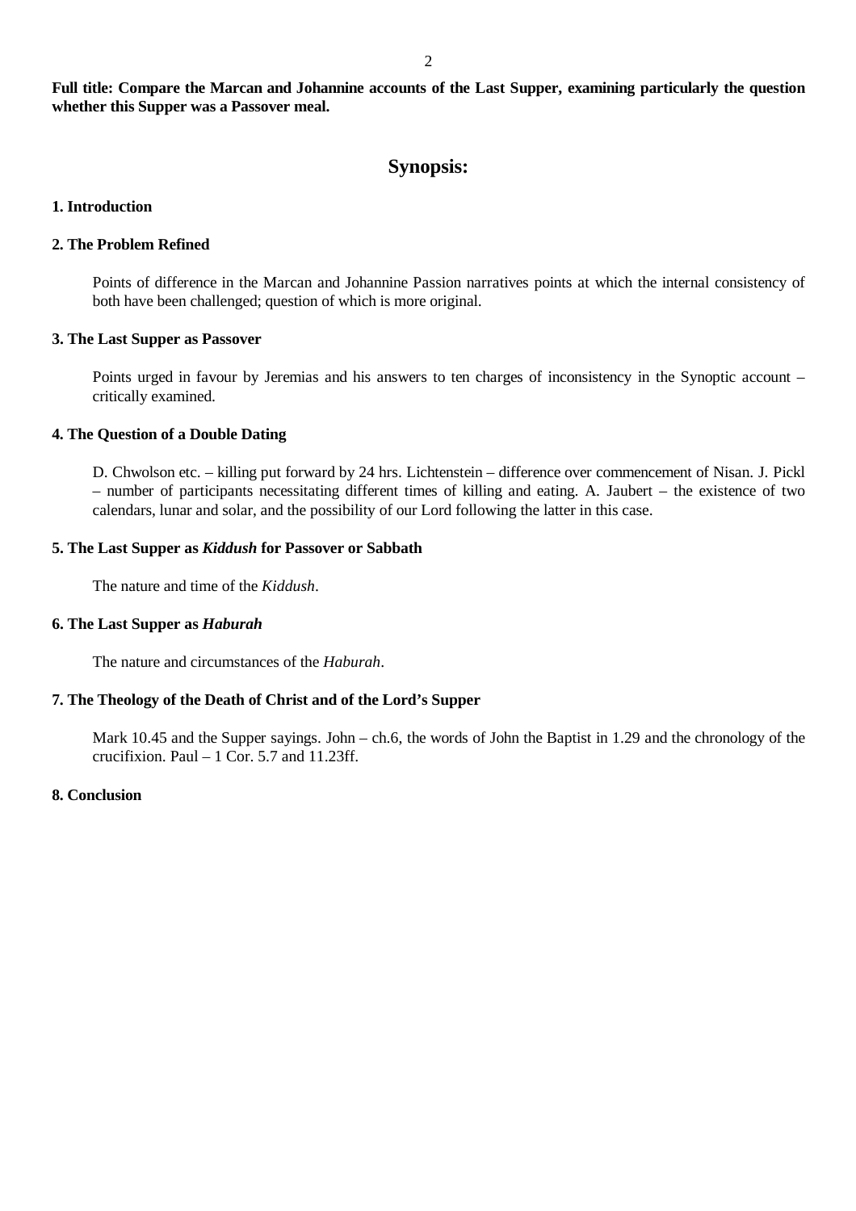**Full title: Compare the Marcan and Johannine accounts of the Last Supper, examining particularly the question whether this Supper was a Passover meal.**

# Synopsis:

**1. Introduction**

**2. The Problem Refined**

Points of difference in the Marcan and Johannine Passion narratives points at which the internal consistency of both have been challenged; question of which is more original.

**3. The Last Supper as Passover**

Points urged in favour by Jeremias and his answers to ten charges of inconsistency in the Synoptic account – critically examined.

**4. The Question of a Double Dating**

D. Chwolson etc. – killing put forward by 24 hrs. Lichtenstein – difference over commencement of Nisan. J. Pickl – number of participants necessitating different times of killing and eating. A. Jaubert – the existence of two calendars, lunar and solar, and the possibility of our Lord following the latter in this case.

**5. The Last Supper as *Kiddush* for Passover or Sabbath**

The nature and time of the *Kiddush*.

**6. The Last Supper as *Haburah***

The nature and circumstances of the *Haburah*.

**7. The Theology of the Death of Christ and of the Lord's Supper**

Mark 10.45 and the Supper sayings. John – ch.6, the words of John the Baptist in 1.29 and the chronology of the crucifixion. Paul – 1 Cor. 5.7 and 11.23ff.

**8. Conclusion**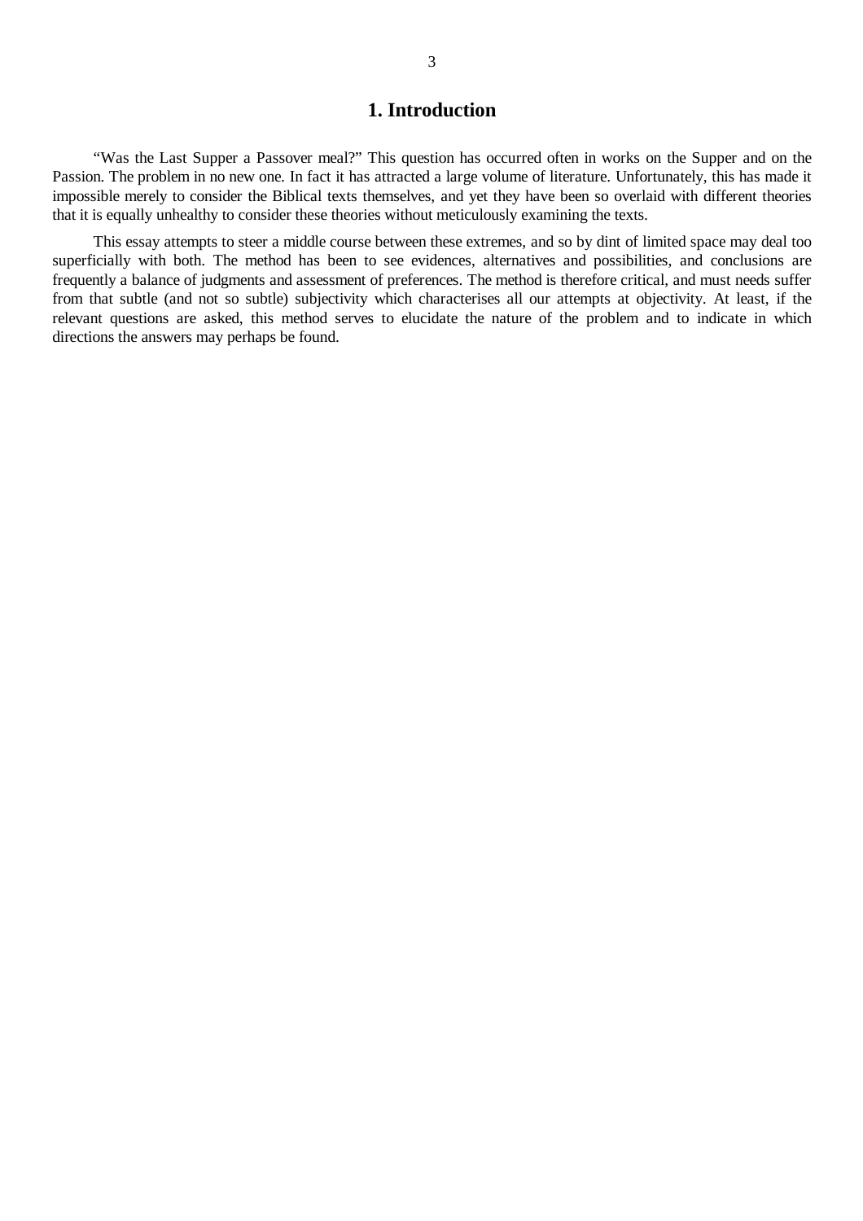# 1. Introduction

“Was the Last Supper a Passover meal?” This question has occurred often in works on the Supper and on the Passion. The problem in no new one. In fact it has attracted a large volume of literature. Unfortunately, this has made it impossible merely to consider the Biblical texts themselves, and yet they have been so overlaid with different theories that it is equally unhealthy to consider these theories without meticulously examining the texts.

This essay attempts to steer a middle course between these extremes, and so by dint of limited space may deal too superficially with both. The method has been to see evidences, alternatives and possibilities, and conclusions are frequently a balance of judgments and assessment of preferences. The method is therefore critical, and must needs suffer from that subtle (and not so subtle) subjectivity which characterises all our attempts at objectivity. At least, if the relevant questions are asked, this method serves to elucidate the nature of the problem and to indicate in which directions the answers may perhaps be found.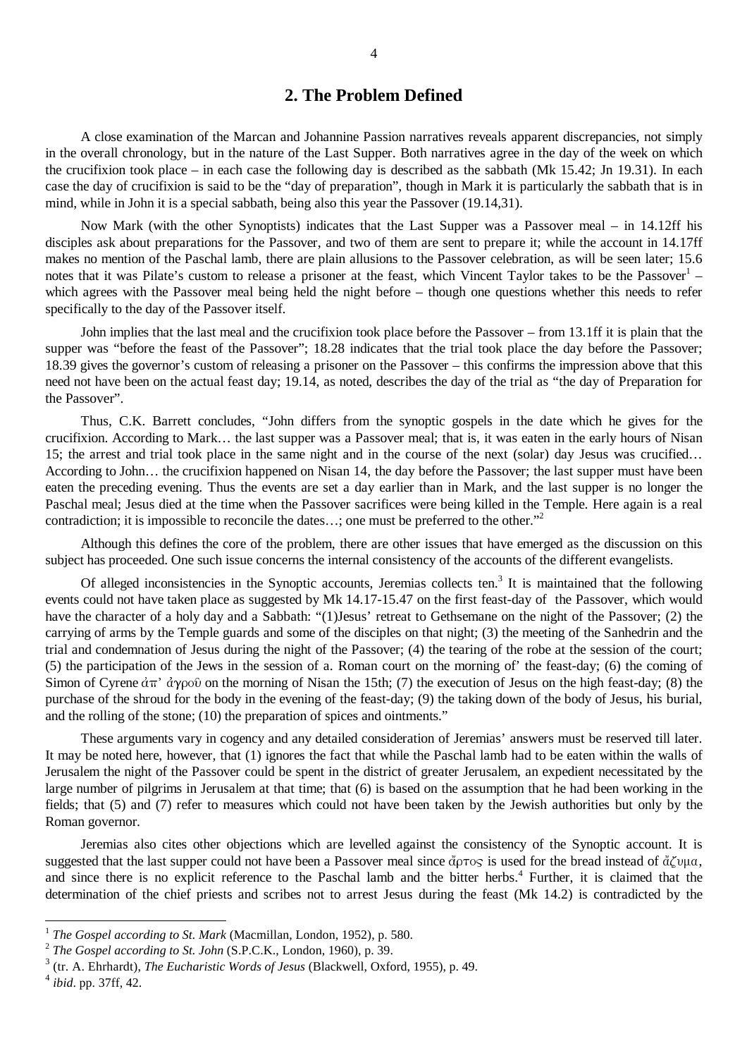## 2. The Problem Defined

A close examination of the Marcan and Johannine Passion narratives reveals apparent discrepancies, not simply in the overall chronology, but in the nature of the Last Supper. Both narratives agree in the day of the week on which the crucifixion took place – in each case the following day is described as the sabbath (Mk 15.42; Jn 19.31). In each case the day of crucifixion is said to be the "day of preparation", though in Mark it is particularly the sabbath that is in mind, while in John it is a special sabbath, being also this year the Passover (19.14,31).

Now Mark (with the other Synoptists) indicates that the Last Supper was a Passover meal – in 14.12ff his disciples ask about preparations for the Passover, and two of them are sent to prepare it; while the account in 14.17ff makes no mention of the Paschal lamb, there are plain allusions to the Passover celebration, as will be seen later; 15.6 notes that it was Pilate's custom to release a prisoner at the feast, which Vincent Taylor takes to be the Passover[1] – which agrees with the Passover meal being held the night before – though one questions whether this needs to refer specifically to the day of the Passover itself.

John implies that the last meal and the crucifixion took place before the Passover – from 13.1ff it is plain that the supper was "before the feast of the Passover"; 18.28 indicates that the trial took place the day before the Passover; 18.39 gives the governor's custom of releasing a prisoner on the Passover – this confirms the impression above that this need not have been on the actual feast day; 19.14, as noted, describes the day of the trial as "the day of Preparation for the Passover".

Thus, C.K. Barrett concludes, "John differs from the synoptic gospels in the date which he gives for the crucifixion. According to Mark… the last supper was a Passover meal; that is, it was eaten in the early hours of Nisan 15; the arrest and trial took place in the same night and in the course of the next (solar) day Jesus was crucified… According to John… the crucifixion happened on Nisan 14, the day before the Passover; the last supper must have been eaten the preceding evening. Thus the events are set a day earlier than in Mark, and the last supper is no longer the Paschal meal; Jesus died at the time when the Passover sacrifices were being killed in the Temple. Here again is a real contradiction; it is impossible to reconcile the dates…; one must be preferred to the other."[2]

Although this defines the core of the problem, there are other issues that have emerged as the discussion on this subject has proceeded. One such issue concerns the internal consistency of the accounts of the different evangelists.

Of alleged inconsistencies in the Synoptic accounts, Jeremias collects ten.[3] It is maintained that the following events could not have taken place as suggested by Mk 14.17-15.47 on the first feast-day of the Passover, which would have the character of a holy day and a Sabbath: "(1)Jesus' retreat to Gethsemane on the night of the Passover; (2) the carrying of arms by the Temple guards and some of the disciples on that night; (3) the meeting of the Sanhedrin and the trial and condemnation of Jesus during the night of the Passover; (4) the tearing of the robe at the session of the court; (5) the participation of the Jews in the session of a. Roman court on the morning of' the feast-day; (6) the coming of Simon of Cyrene ἀπ' ἀγροῦ on the morning of Nisan the 15th; (7) the execution of Jesus on the high feast-day; (8) the purchase of the shroud for the body in the evening of the feast-day; (9) the taking down of the body of Jesus, his burial, and the rolling of the stone; (10) the preparation of spices and ointments."

These arguments vary in cogency and any detailed consideration of Jeremias' answers must be reserved till later. It may be noted here, however, that (1) ignores the fact that while the Paschal lamb had to be eaten within the walls of Jerusalem the night of the Passover could be spent in the district of greater Jerusalem, an expedient necessitated by the large number of pilgrims in Jerusalem at that time; that (6) is based on the assumption that he had been working in the fields; that (5) and (7) refer to measures which could not have been taken by the Jewish authorities but only by the Roman governor.

Jeremias also cites other objections which are levelled against the consistency of the Synoptic account. It is suggested that the last supper could not have been a Passover meal since ἄρτος is used for the bread instead of ἄζυμα, and since there is no explicit reference to the Paschal lamb and the bitter herbs.[4] Further, it is claimed that the determination of the chief priests and scribes not to arrest Jesus during the feast (Mk 14.2) is contradicted by the

---

[1] *The Gospel according to St. Mark* (Macmillan, London, 1952), p. 580.

[2] *The Gospel according to St. John* (S.P.C.K., London, 1960), p. 39.

[3] (tr. A. Ehrhardt), *The Eucharistic Words of Jesus* (Blackwell, Oxford, 1955), p. 49.

[4] *ibid*. pp. 37ff, 42.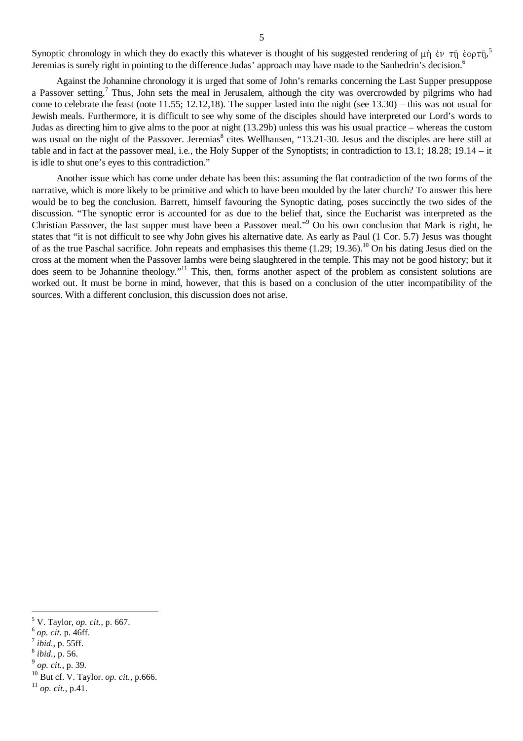Synoptic chronology in which they do exactly this whatever is thought of his suggested rendering of μὴ ἐν τῇ ἑορτῇ,[5] Jeremias is surely right in pointing to the difference Judas' approach may have made to the Sanhedrin's decision.[6]

Against the Johannine chronology it is urged that some of John's remarks concerning the Last Supper presuppose a Passover setting.[7] Thus, John sets the meal in Jerusalem, although the city was overcrowded by pilgrims who had come to celebrate the feast (note 11.55; 12.12,18). The supper lasted into the night (see 13.30) – this was not usual for Jewish meals. Furthermore, it is difficult to see why some of the disciples should have interpreted our Lord's words to Judas as directing him to give alms to the poor at night (13.29b) unless this was his usual practice – whereas the custom was usual on the night of the Passover. Jeremias[8] cites Wellhausen, "13.21-30. Jesus and the disciples are here still at table and in fact at the passover meal, i.e., the Holy Supper of the Synoptists; in contradiction to 13.1; 18.28; 19.14 – it is idle to shut one's eyes to this contradiction."

Another issue which has come under debate has been this: assuming the flat contradiction of the two forms of the narrative, which is more likely to be primitive and which to have been moulded by the later church? To answer this here would be to beg the conclusion. Barrett, himself favouring the Synoptic dating, poses succinctly the two sides of the discussion. "The synoptic error is accounted for as due to the belief that, since the Eucharist was interpreted as the Christian Passover, the last supper must have been a Passover meal."[9] On his own conclusion that Mark is right, he states that "it is not difficult to see why John gives his alternative date. As early as Paul (1 Cor. 5.7) Jesus was thought of as the true Paschal sacrifice. John repeats and emphasises this theme (1.29; 19.36).[10] On his dating Jesus died on the cross at the moment when the Passover lambs were being slaughtered in the temple. This may not be good history; but it does seem to be Johannine theology."[11] This, then, forms another aspect of the problem as consistent solutions are worked out. It must be borne in mind, however, that this is based on a conclusion of the utter incompatibility of the sources. With a different conclusion, this discussion does not arise.

---

[5] V. Taylor, *op. cit.*, p. 667.

[6] *op. cit.* p. 46ff.

[7] *ibid.*, p. 55ff.

[8] *ibid.*, p. 56.

[9] *op. cit.*, p. 39.

[10] But cf. V. Taylor. *op. cit.*, p.666.

[11] *op. cit.*, p.41.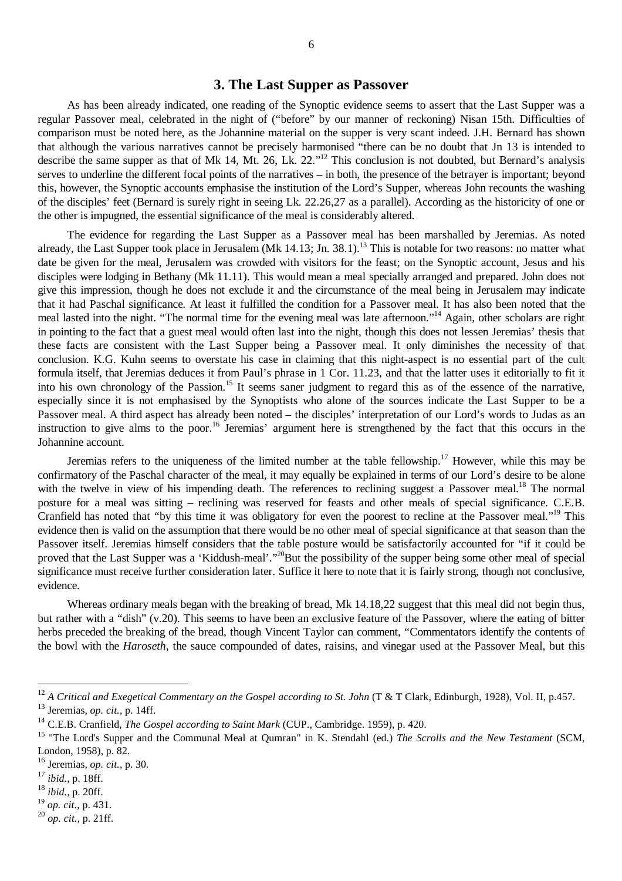## 3. The Last Supper as Passover

As has been already indicated, one reading of the Synoptic evidence seems to assert that the Last Supper was a regular Passover meal, celebrated in the night of ("before" by our manner of reckoning) Nisan 15th. Difficulties of comparison must be noted here, as the Johannine material on the supper is very scant indeed. J.H. Bernard has shown that although the various narratives cannot be precisely harmonised "there can be no doubt that Jn 13 is intended to describe the same supper as that of Mk 14, Mt. 26, Lk. 22."[12] This conclusion is not doubted, but Bernard's analysis serves to underline the different focal points of the narratives – in both, the presence of the betrayer is important; beyond this, however, the Synoptic accounts emphasise the institution of the Lord's Supper, whereas John recounts the washing of the disciples' feet (Bernard is surely right in seeing Lk. 22.26,27 as a parallel). According as the historicity of one or the other is impugned, the essential significance of the meal is considerably altered.

The evidence for regarding the Last Supper as a Passover meal has been marshalled by Jeremias. As noted already, the Last Supper took place in Jerusalem (Mk 14.13; Jn. 38.1).[13] This is notable for two reasons: no matter what date be given for the meal, Jerusalem was crowded with visitors for the feast; on the Synoptic account, Jesus and his disciples were lodging in Bethany (Mk 11.11). This would mean a meal specially arranged and prepared. John does not give this impression, though he does not exclude it and the circumstance of the meal being in Jerusalem may indicate that it had Paschal significance. At least it fulfilled the condition for a Passover meal. It has also been noted that the meal lasted into the night. "The normal time for the evening meal was late afternoon."[14] Again, other scholars are right in pointing to the fact that a guest meal would often last into the night, though this does not lessen Jeremias' thesis that these facts are consistent with the Last Supper being a Passover meal. It only diminishes the necessity of that conclusion. K.G. Kuhn seems to overstate his case in claiming that this night-aspect is no essential part of the cult formula itself, that Jeremias deduces it from Paul's phrase in 1 Cor. 11.23, and that the latter uses it editorially to fit it into his own chronology of the Passion.[15] It seems saner judgment to regard this as of the essence of the narrative, especially since it is not emphasised by the Synoptists who alone of the sources indicate the Last Supper to be a Passover meal. A third aspect has already been noted – the disciples' interpretation of our Lord's words to Judas as an instruction to give alms to the poor.[16] Jeremias' argument here is strengthened by the fact that this occurs in the Johannine account.

Jeremias refers to the uniqueness of the limited number at the table fellowship.[17] However, while this may be confirmatory of the Paschal character of the meal, it may equally be explained in terms of our Lord's desire to be alone with the twelve in view of his impending death. The references to reclining suggest a Passover meal.[18] The normal posture for a meal was sitting – reclining was reserved for feasts and other meals of special significance. C.E.B. Cranfield has noted that "by this time it was obligatory for even the poorest to recline at the Passover meal."[19] This evidence then is valid on the assumption that there would be no other meal of special significance at that season than the Passover itself. Jeremias himself considers that the table posture would be satisfactorily accounted for "if it could be proved that the Last Supper was a 'Kiddush-meal'."[20] But the possibility of the supper being some other meal of special significance must receive further consideration later. Suffice it here to note that it is fairly strong, though not conclusive, evidence.

Whereas ordinary meals began with the breaking of bread, Mk 14.18,22 suggest that this meal did not begin thus, but rather with a "dish" (v.20). This seems to have been an exclusive feature of the Passover, where the eating of bitter herbs preceded the breaking of the bread, though Vincent Taylor can comment, "Commentators identify the contents of the bowl with the *Haroseth*, the sauce compounded of dates, raisins, and vinegar used at the Passover Meal, but this

---

[12] *A Critical and Exegetical Commentary on the Gospel according to St. John* (T & T Clark, Edinburgh, 1928), Vol. II, p.457.

[13] Jeremias, *op. cit.*, p. 14ff.

[14] C.E.B. Cranfield, *The Gospel according to Saint Mark* (CUP., Cambridge. 1959), p. 420.

[15] "The Lord's Supper and the Communal Meal at Qumran" in K. Stendahl (ed.) *The Scrolls and the New Testament* (SCM, London, 1958), p. 82.

[16] Jeremias, *op. cit.*, p. 30.

[17] *ibid.*, p. 18ff.

[18] *ibid.*, p. 20ff.

[19] *op. cit.*, p. 431.

[20] *op. cit.*, p. 21ff.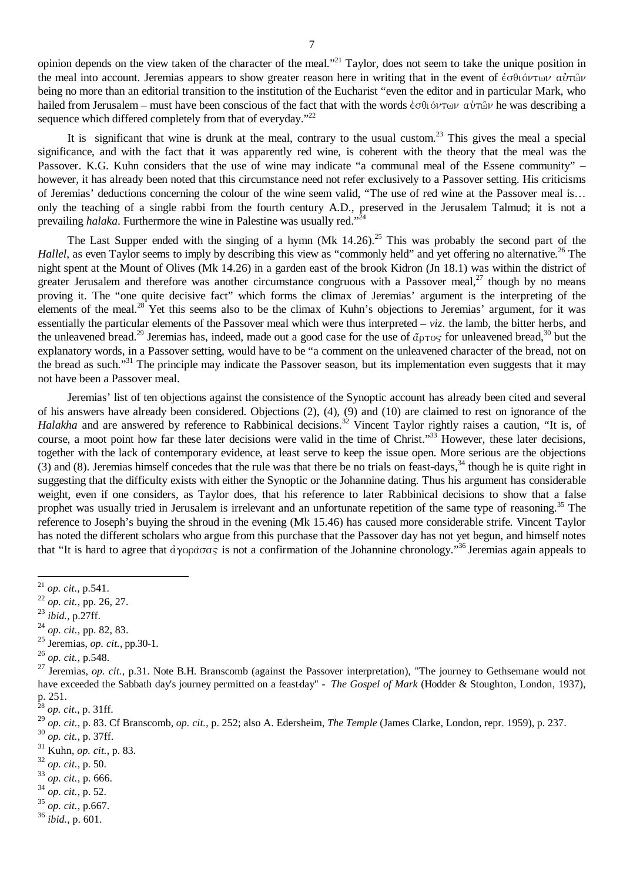opinion depends on the view taken of the character of the meal."[21] Taylor, does not seem to take the unique position in the meal into account. Jeremias appears to show greater reason here in writing that in the event of ἐσθιόντων αὐτῶν being no more than an editorial transition to the institution of the Eucharist "even the editor and in particular Mark, who hailed from Jerusalem – must have been conscious of the fact that with the words ἐσθιόντων αὐτῶν he was describing a sequence which differed completely from that of everyday."[22]

It is significant that wine is drunk at the meal, contrary to the usual custom.[23] This gives the meal a special significance, and with the fact that it was apparently red wine, is coherent with the theory that the meal was the Passover. K.G. Kuhn considers that the use of wine may indicate "a communal meal of the Essene community" – however, it has already been noted that this circumstance need not refer exclusively to a Passover setting. His criticisms of Jeremias' deductions concerning the colour of the wine seem valid, "The use of red wine at the Passover meal is… only the teaching of a single rabbi from the fourth century A.D., preserved in the Jerusalem Talmud; it is not a prevailing *halaka*. Furthermore the wine in Palestine was usually red."[24]

The Last Supper ended with the singing of a hymn (Mk 14.26).[25] This was probably the second part of the *Hallel*, as even Taylor seems to imply by describing this view as "commonly held" and yet offering no alternative.[26] The night spent at the Mount of Olives (Mk 14.26) in a garden east of the brook Kidron (Jn 18.1) was within the district of greater Jerusalem and therefore was another circumstance congruous with a Passover meal,[27] though by no means proving it. The "one quite decisive fact" which forms the climax of Jeremias' argument is the interpreting of the elements of the meal.[28] Yet this seems also to be the climax of Kuhn's objections to Jeremias' argument, for it was essentially the particular elements of the Passover meal which were thus interpreted – *viz*. the lamb, the bitter herbs, and the unleavened bread.[29] Jeremias has, indeed, made out a good case for the use of ἄρτος for unleavened bread,[30] but the explanatory words, in a Passover setting, would have to be "a comment on the unleavened character of the bread, not on the bread as such."[31] The principle may indicate the Passover season, but its implementation even suggests that it may not have been a Passover meal.

Jeremias' list of ten objections against the consistence of the Synoptic account has already been cited and several of his answers have already been considered. Objections (2), (4), (9) and (10) are claimed to rest on ignorance of the *Halakha* and are answered by reference to Rabbinical decisions.[32] Vincent Taylor rightly raises a caution, "It is, of course, a moot point how far these later decisions were valid in the time of Christ."[33] However, these later decisions, together with the lack of contemporary evidence, at least serve to keep the issue open. More serious are the objections (3) and (8). Jeremias himself concedes that the rule was that there be no trials on feast-days,[34] though he is quite right in suggesting that the difficulty exists with either the Synoptic or the Johannine dating. Thus his argument has considerable weight, even if one considers, as Taylor does, that his reference to later Rabbinical decisions to show that a false prophet was usually tried in Jerusalem is irrelevant and an unfortunate repetition of the same type of reasoning.[35] The reference to Joseph's buying the shroud in the evening (Mk 15.46) has caused more considerable strife. Vincent Taylor has noted the different scholars who argue from this purchase that the Passover day has not yet begun, and himself notes that "It is hard to agree that ἀγοράσας is not a confirmation of the Johannine chronology."[36] Jeremias again appeals to

---

[21] *op. cit.*, p.541.

[22] *op. cit.*, pp. 26, 27.

[23] *ibid.*, p.27ff.

[24] *op. cit.*, pp. 82, 83.

[25] Jeremias, *op. cit.*, pp.30-1.

[26] *op. cit.*, p.548.

[27] Jeremias, *op. cit.*, p.31. Note B.H. Branscomb (against the Passover interpretation), "The journey to Gethsemane would not have exceeded the Sabbath day's journey permitted on a feast-day" - *The Gospel of Mark* (Hodder & Stoughton, London, 1937), p. 251.

[28] *op. cit.*, p. 31ff.

[29] *op. cit.*, p. 83. Cf Branscomb, *op. cit.*, p. 252; also A. Edersheim, *The Temple* (James Clarke, London, repr. 1959), p. 237.

[30] *op. cit.*, p. 37ff.

[31] Kuhn, *op. cit.*, p. 83.

[32] *op. cit.*, p. 50.

[33] *op. cit.*, p. 666.

[34] *op. cit.*, p. 52.

[35] *op. cit.*, p.667.

[36] *ibid.*, p. 601.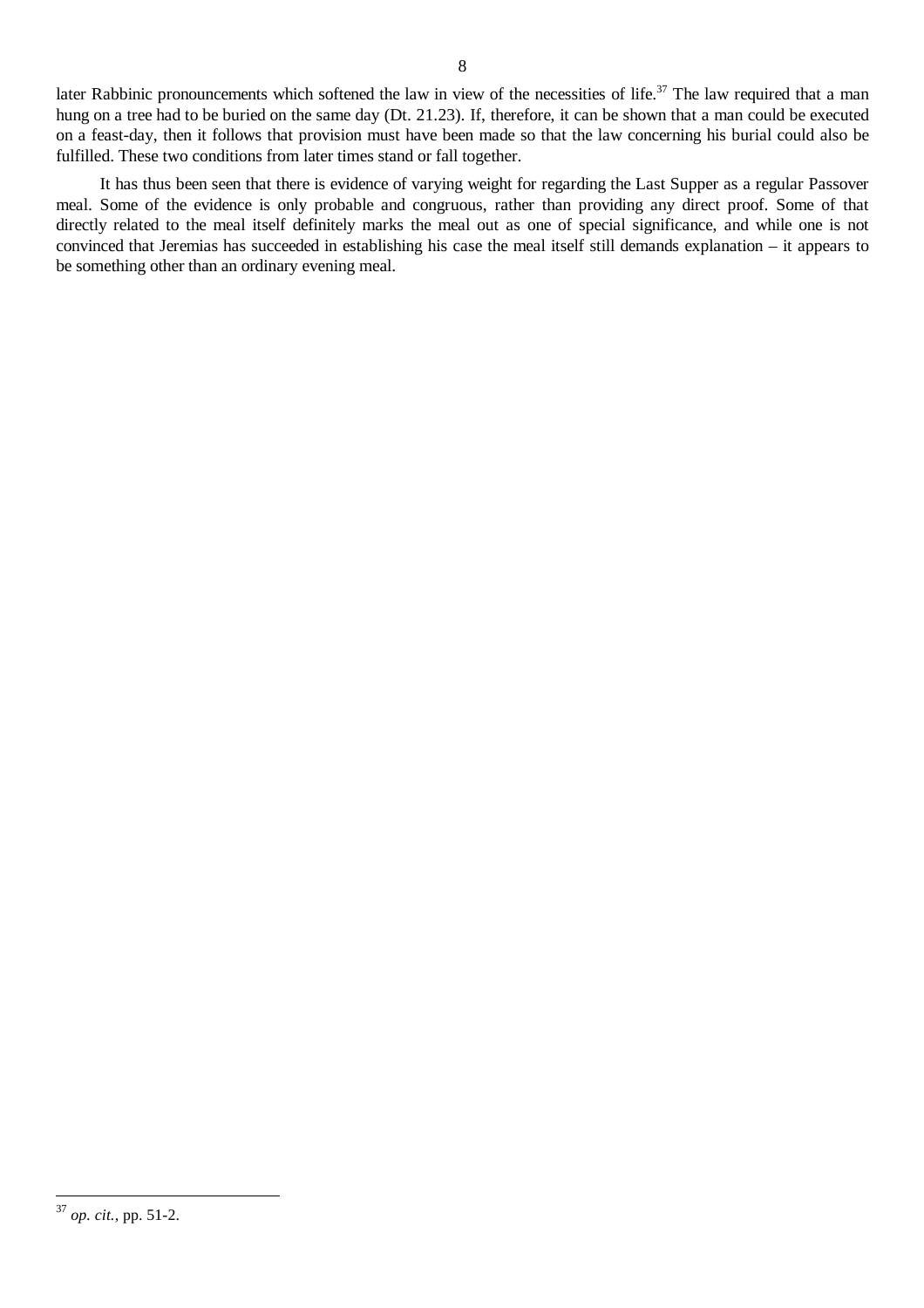later Rabbinic pronouncements which softened the law in view of the necessities of life.[37] The law required that a man hung on a tree had to be buried on the same day (Dt. 21.23). If, therefore, it can be shown that a man could be executed on a feast-day, then it follows that provision must have been made so that the law concerning his burial could also be fulfilled. These two conditions from later times stand or fall together.

It has thus been seen that there is evidence of varying weight for regarding the Last Supper as a regular Passover meal. Some of the evidence is only probable and congruous, rather than providing any direct proof. Some of that directly related to the meal itself definitely marks the meal out as one of special significance, and while one is not convinced that Jeremias has succeeded in establishing his case the meal itself still demands explanation – it appears to be something other than an ordinary evening meal.

---

[37] *op. cit.*, pp. 51-2.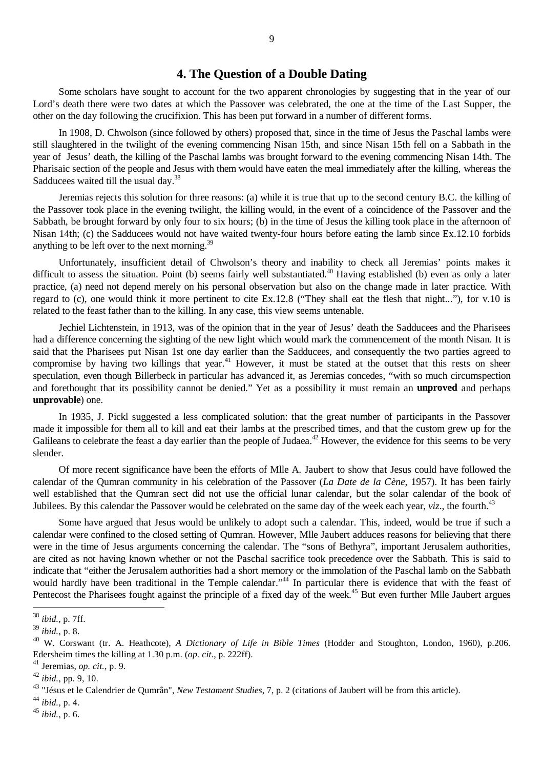## 4. The Question of a Double Dating

Some scholars have sought to account for the two apparent chronologies by suggesting that in the year of our Lord's death there were two dates at which the Passover was celebrated, the one at the time of the Last Supper, the other on the day following the crucifixion. This has been put forward in a number of different forms.

In 1908, D. Chwolson (since followed by others) proposed that, since in the time of Jesus the Paschal lambs were still slaughtered in the twilight of the evening commencing Nisan 15th, and since Nisan 15th fell on a Sabbath in the year of Jesus' death, the killing of the Paschal lambs was brought forward to the evening commencing Nisan 14th. The Pharisaic section of the people and Jesus with them would have eaten the meal immediately after the killing, whereas the Sadducees waited till the usual day.[38]

Jeremias rejects this solution for three reasons: (a) while it is true that up to the second century B.C. the killing of the Passover took place in the evening twilight, the killing would, in the event of a coincidence of the Passover and the Sabbath, be brought forward by only four to six hours; (b) in the time of Jesus the killing took place in the afternoon of Nisan 14th; (c) the Sadducees would not have waited twenty-four hours before eating the lamb since Ex.12.10 forbids anything to be left over to the next morning.[39]

Unfortunately, insufficient detail of Chwolson's theory and inability to check all Jeremias' points makes it difficult to assess the situation. Point (b) seems fairly well substantiated.[40] Having established (b) even as only a later practice, (a) need not depend merely on his personal observation but also on the change made in later practice. With regard to (c), one would think it more pertinent to cite Ex.12.8 ("They shall eat the flesh that night..."), for v.10 is related to the feast father than to the killing. In any case, this view seems untenable.

Jechiel Lichtenstein, in 1913, was of the opinion that in the year of Jesus' death the Sadducees and the Pharisees had a difference concerning the sighting of the new light which would mark the commencement of the month Nisan. It is said that the Pharisees put Nisan 1st one day earlier than the Sadducees, and consequently the two parties agreed to compromise by having two killings that year.[41] However, it must be stated at the outset that this rests on sheer speculation, even though Billerbeck in particular has advanced it, as Jeremias concedes, "with so much circumspection and forethought that its possibility cannot be denied." Yet as a possibility it must remain an **unproved** and perhaps **unprovable**) one.

In 1935, J. Pickl suggested a less complicated solution: that the great number of participants in the Passover made it impossible for them all to kill and eat their lambs at the prescribed times, and that the custom grew up for the Galileans to celebrate the feast a day earlier than the people of Judaea.[42] However, the evidence for this seems to be very slender.

Of more recent significance have been the efforts of Mlle A. Jaubert to show that Jesus could have followed the calendar of the Qumran community in his celebration of the Passover (*La Date de la Cène*, 1957). It has been fairly well established that the Qumran sect did not use the official lunar calendar, but the solar calendar of the book of Jubilees. By this calendar the Passover would be celebrated on the same day of the week each year, *viz*., the fourth.[43]

Some have argued that Jesus would be unlikely to adopt such a calendar. This, indeed, would be true if such a calendar were confined to the closed setting of Qumran. However, Mlle Jaubert adduces reasons for believing that there were in the time of Jesus arguments concerning the calendar. The "sons of Bethyra", important Jerusalem authorities, are cited as not having known whether or not the Paschal sacrifice took precedence over the Sabbath. This is said to indicate that "either the Jerusalem authorities had a short memory or the immolation of the Paschal lamb on the Sabbath would hardly have been traditional in the Temple calendar."[44] In particular there is evidence that with the feast of Pentecost the Pharisees fought against the principle of a fixed day of the week.[45] But even further Mlle Jaubert argues

---

[38] *ibid.*, p. 7ff.

[39] *ibid.*, p. 8.

[40] W. Corswant (tr. A. Heathcote), *A Dictionary of Life in Bible Times* (Hodder and Stoughton, London, 1960), p.206. Edersheim times the killing at 1.30 p.m. (*op. cit.*, p. 222ff).

[41] Jeremias, *op. cit.*, p. 9.

[42] *ibid.*, pp. 9, 10.

[43] "Jésus et le Calendrier de Qumrân", *New Testament Studies*, 7, p. 2 (citations of Jaubert will be from this article).

[44] *ibid.*, p. 4.

[45] *ibid.*, p. 6.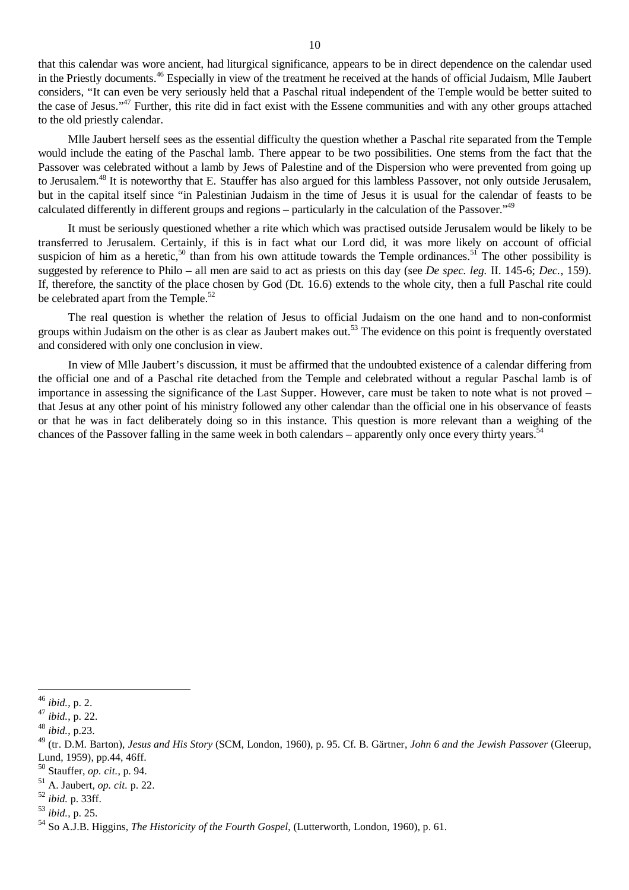that this calendar was wore ancient, had liturgical significance, appears to be in direct dependence on the calendar used in the Priestly documents.[46] Especially in view of the treatment he received at the hands of official Judaism, Mlle Jaubert considers, "It can even be very seriously held that a Paschal ritual independent of the Temple would be better suited to the case of Jesus."[47] Further, this rite did in fact exist with the Essene communities and with any other groups attached to the old priestly calendar.

Mlle Jaubert herself sees as the essential difficulty the question whether a Paschal rite separated from the Temple would include the eating of the Paschal lamb. There appear to be two possibilities. One stems from the fact that the Passover was celebrated without a lamb by Jews of Palestine and of the Dispersion who were prevented from going up to Jerusalem.[48] It is noteworthy that E. Stauffer has also argued for this lambless Passover, not only outside Jerusalem, but in the capital itself since "in Palestinian Judaism in the time of Jesus it is usual for the calendar of feasts to be calculated differently in different groups and regions – particularly in the calculation of the Passover."[49]

It must be seriously questioned whether a rite which which was practised outside Jerusalem would be likely to be transferred to Jerusalem. Certainly, if this is in fact what our Lord did, it was more likely on account of official suspicion of him as a heretic,[50] than from his own attitude towards the Temple ordinances.[51] The other possibility is suggested by reference to Philo – all men are said to act as priests on this day (see *De spec. leg.* II. 145-6; *Dec.*, 159). If, therefore, the sanctity of the place chosen by God (Dt. 16.6) extends to the whole city, then a full Paschal rite could be celebrated apart from the Temple.[52]

The real question is whether the relation of Jesus to official Judaism on the one hand and to non-conformist groups within Judaism on the other is as clear as Jaubert makes out.[53] The evidence on this point is frequently overstated and considered with only one conclusion in view.

In view of Mlle Jaubert's discussion, it must be affirmed that the undoubted existence of a calendar differing from the official one and of a Paschal rite detached from the Temple and celebrated without a regular Paschal lamb is of importance in assessing the significance of the Last Supper. However, care must be taken to note what is not proved – that Jesus at any other point of his ministry followed any other calendar than the official one in his observance of feasts or that he was in fact deliberately doing so in this instance. This question is more relevant than a weighing of the chances of the Passover falling in the same week in both calendars – apparently only once every thirty years.[54]

---

[46] *ibid.*, p. 2.

[47] *ibid.*, p. 22.

[48] *ibid.*, p.23.

[49] (tr. D.M. Barton), *Jesus and His Story* (SCM, London, 1960), p. 95. Cf. B. Gärtner, *John 6 and the Jewish Passover* (Gleerup, Lund, 1959), pp.44, 46ff.

[50] Stauffer, *op. cit.*, p. 94.

[51] A. Jaubert, *op. cit.* p. 22.

[52] *ibid.* p. 33ff.

[53] *ibid.*, p. 25.

[54] So A.J.B. Higgins, *The Historicity of the Fourth Gospel*, (Lutterworth, London, 1960), p. 61.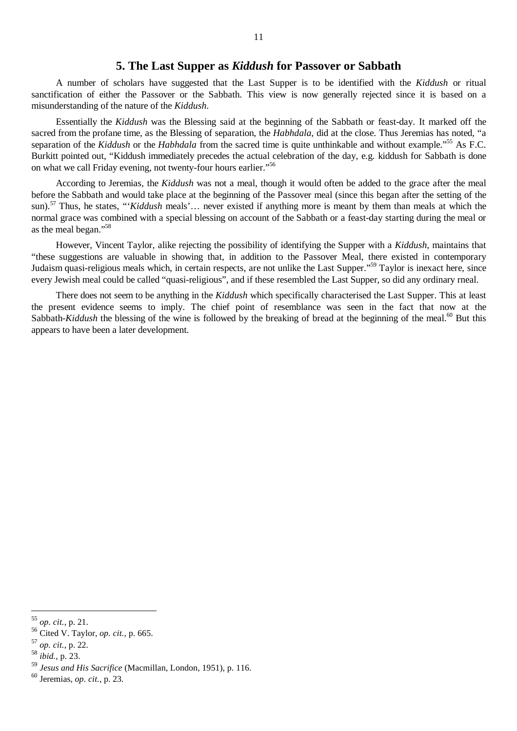## 5. The Last Supper as *Kiddush* for Passover or Sabbath

A number of scholars have suggested that the Last Supper is to be identified with the *Kiddush* or ritual sanctification of either the Passover or the Sabbath. This view is now generally rejected since it is based on a misunderstanding of the nature of the *Kiddush*.

Essentially the *Kiddush* was the Blessing said at the beginning of the Sabbath or feast-day. It marked off the sacred from the profane time, as the Blessing of separation, the *Habhdala*, did at the close. Thus Jeremias has noted, "a separation of the *Kiddush* or the *Habhdala* from the sacred time is quite unthinkable and without example."[55] As F.C. Burkitt pointed out, "Kiddush immediately precedes the actual celebration of the day, e.g. kiddush for Sabbath is done on what we call Friday evening, not twenty-four hours earlier."[56]

According to Jeremias, the *Kiddush* was not a meal, though it would often be added to the grace after the meal before the Sabbath and would take place at the beginning of the Passover meal (since this began after the setting of the sun).[57] Thus, he states, "'*Kiddush* meals'… never existed if anything more is meant by them than meals at which the normal grace was combined with a special blessing on account of the Sabbath or a feast-day starting during the meal or as the meal began."[58]

However, Vincent Taylor, alike rejecting the possibility of identifying the Supper with a *Kiddush*, maintains that "these suggestions are valuable in showing that, in addition to the Passover Meal, there existed in contemporary Judaism quasi-religious meals which, in certain respects, are not unlike the Last Supper."[59] Taylor is inexact here, since every Jewish meal could be called "quasi-religious", and if these resembled the Last Supper, so did any ordinary rneal.

There does not seem to be anything in the *Kiddush* which specifically characterised the Last Supper. This at least the present evidence seems to imply. The chief point of resemblance was seen in the fact that now at the Sabbath-*Kiddush* the blessing of the wine is followed by the breaking of bread at the beginning of the meal.[60] But this appears to have been a later development.

---

[55] *op. cit.*, p. 21.

[56] Cited V. Taylor, *op. cit.*, p. 665.

[57] *op. cit.*, p. 22.

[58] *ibid.*, p. 23.

[59] *Jesus and His Sacrifice* (Macmillan, London, 1951), p. 116.

[60] Jeremias, *op. cit.*, p. 23.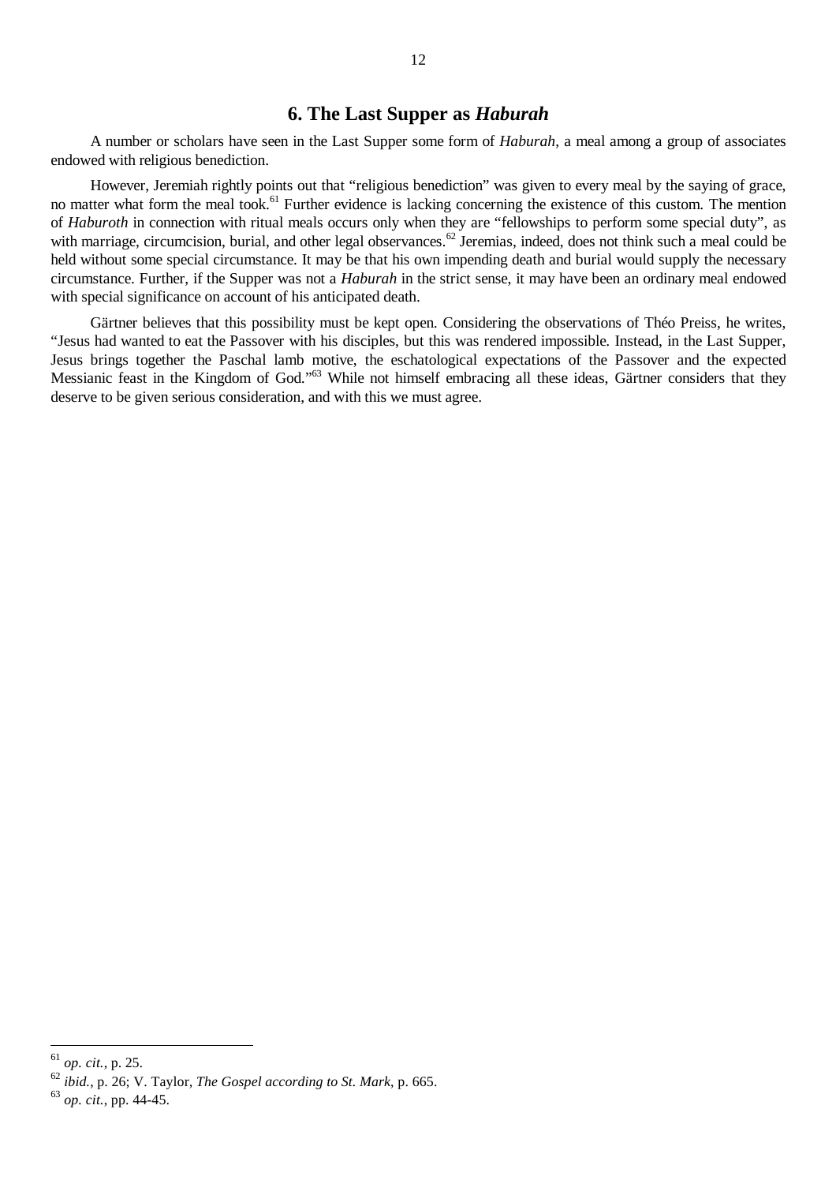## 6. The Last Supper as *Haburah*

A number or scholars have seen in the Last Supper some form of *Haburah*, a meal among a group of associates endowed with religious benediction.

However, Jeremiah rightly points out that "religious benediction" was given to every meal by the saying of grace, no matter what form the meal took.[61] Further evidence is lacking concerning the existence of this custom. The mention of *Haburoth* in connection with ritual meals occurs only when they are "fellowships to perform some special duty", as with marriage, circumcision, burial, and other legal observances.[62] Jeremias, indeed, does not think such a meal could be held without some special circumstance. It may be that his own impending death and burial would supply the necessary circumstance. Further, if the Supper was not a *Haburah* in the strict sense, it may have been an ordinary meal endowed with special significance on account of his anticipated death.

Gärtner believes that this possibility must be kept open. Considering the observations of Théo Preiss, he writes, "Jesus had wanted to eat the Passover with his disciples, but this was rendered impossible. Instead, in the Last Supper, Jesus brings together the Paschal lamb motive, the eschatological expectations of the Passover and the expected Messianic feast in the Kingdom of God."[63] While not himself embracing all these ideas, Gärtner considers that they deserve to be given serious consideration, and with this we must agree.

---

[61] *op. cit.*, p. 25.

[62] *ibid.*, p. 26; V. Taylor, *The Gospel according to St. Mark*, p. 665.

[63] *op. cit.*, pp. 44-45.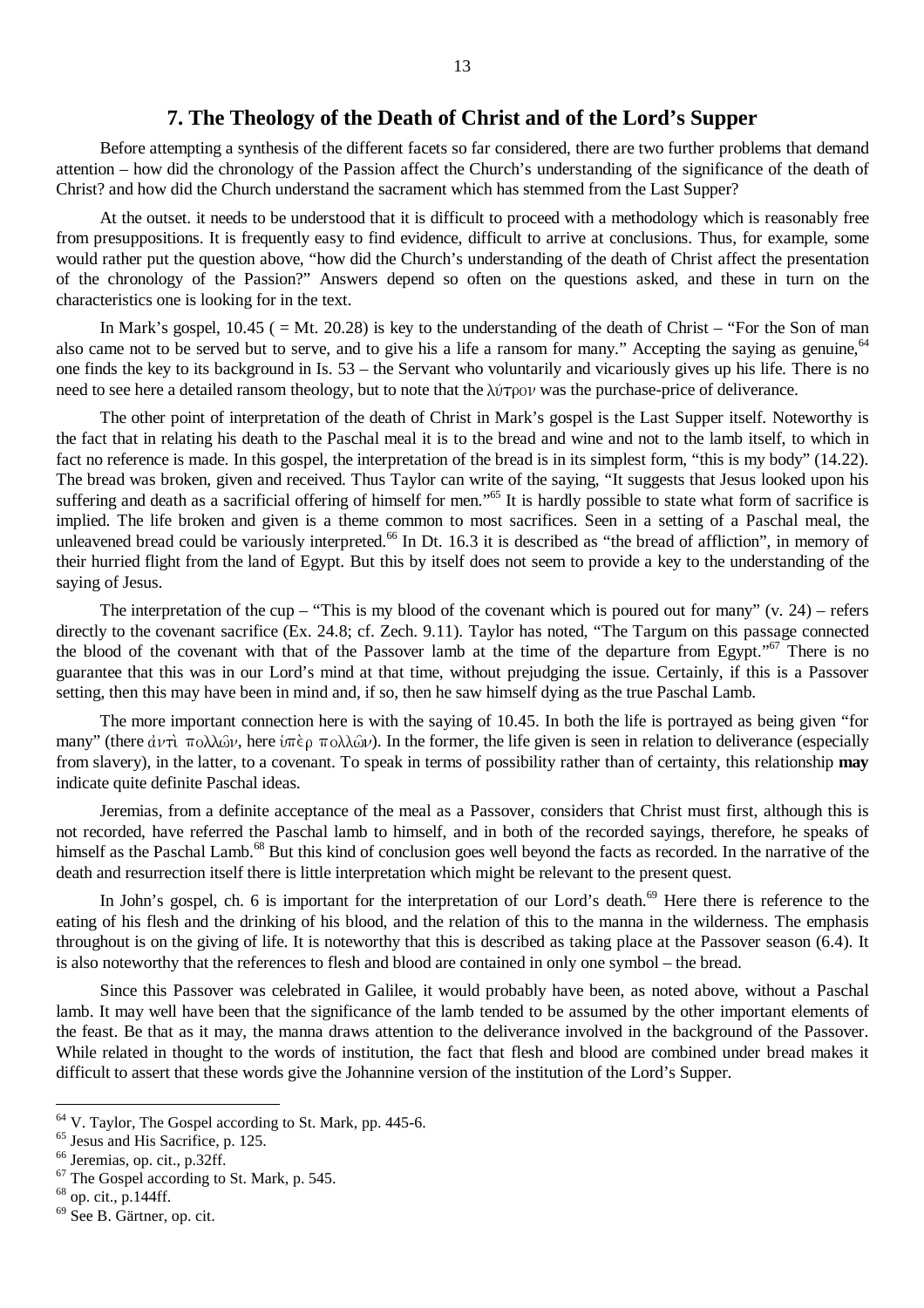## 7. The Theology of the Death of Christ and of the Lord's Supper

Before attempting a synthesis of the different facets so far considered, there are two further problems that demand attention – how did the chronology of the Passion affect the Church's understanding of the significance of the death of Christ? and how did the Church understand the sacrament which has stemmed from the Last Supper?

At the outset. it needs to be understood that it is difficult to proceed with a methodology which is reasonably free from presuppositions. It is frequently easy to find evidence, difficult to arrive at conclusions. Thus, for example, some would rather put the question above, "how did the Church's understanding of the death of Christ affect the presentation of the chronology of the Passion?" Answers depend so often on the questions asked, and these in turn on the characteristics one is looking for in the text.

In Mark's gospel, 10.45 ( = Mt. 20.28) is key to the understanding of the death of Christ – "For the Son of man also came not to be served but to serve, and to give his a life a ransom for many." Accepting the saying as genuine,[64] one finds the key to its background in Is. 53 – the Servant who voluntarily and vicariously gives up his life. There is no need to see here a detailed ransom theology, but to note that the λύτρον was the purchase-price of deliverance.

The other point of interpretation of the death of Christ in Mark's gospel is the Last Supper itself. Noteworthy is the fact that in relating his death to the Paschal meal it is to the bread and wine and not to the lamb itself, to which in fact no reference is made. In this gospel, the interpretation of the bread is in its simplest form, "this is my body" (14.22). The bread was broken, given and received. Thus Taylor can write of the saying, "It suggests that Jesus looked upon his suffering and death as a sacrificial offering of himself for men."[65] It is hardly possible to state what form of sacrifice is implied. The life broken and given is a theme common to most sacrifices. Seen in a setting of a Paschal meal, the unleavened bread could be variously interpreted.[66] In Dt. 16.3 it is described as "the bread of affliction", in memory of their hurried flight from the land of Egypt. But this by itself does not seem to provide a key to the understanding of the saying of Jesus.

The interpretation of the cup – "This is my blood of the covenant which is poured out for many" (v. 24) – refers directly to the covenant sacrifice (Ex. 24.8; cf. Zech. 9.11). Taylor has noted, "The Targum on this passage connected the blood of the covenant with that of the Passover lamb at the time of the departure from Egypt."[67] There is no guarantee that this was in our Lord's mind at that time, without prejudging the issue. Certainly, if this is a Passover setting, then this may have been in mind and, if so, then he saw himself dying as the true Paschal Lamb.

The more important connection here is with the saying of 10.45. In both the life is portrayed as being given "for many" (there ἀντὶ πολλῶν, here ὑπὲρ πολλῶν). In the former, the life given is seen in relation to deliverance (especially from slavery), in the latter, to a covenant. To speak in terms of possibility rather than of certainty, this relationship **may** indicate quite definite Paschal ideas.

Jeremias, from a definite acceptance of the meal as a Passover, considers that Christ must first, although this is not recorded, have referred the Paschal lamb to himself, and in both of the recorded sayings, therefore, he speaks of himself as the Paschal Lamb.[68] But this kind of conclusion goes well beyond the facts as recorded. In the narrative of the death and resurrection itself there is little interpretation which might be relevant to the present quest.

In John's gospel, ch. 6 is important for the interpretation of our Lord's death.[69] Here there is reference to the eating of his flesh and the drinking of his blood, and the relation of this to the manna in the wilderness. The emphasis throughout is on the giving of life. It is noteworthy that this is described as taking place at the Passover season (6.4). It is also noteworthy that the references to flesh and blood are contained in only one symbol – the bread.

Since this Passover was celebrated in Galilee, it would probably have been, as noted above, without a Paschal lamb. It may well have been that the significance of the lamb tended to be assumed by the other important elements of the feast. Be that as it may, the manna draws attention to the deliverance involved in the background of the Passover. While related in thought to the words of institution, the fact that flesh and blood are combined under bread makes it difficult to assert that these words give the Johannine version of the institution of the Lord's Supper.

---

[64] V. Taylor, The Gospel according to St. Mark, pp. 445-6.

[65] Jesus and His Sacrifice, p. 125.

[66] Jeremias, op. cit., p.32ff.

[67] The Gospel according to St. Mark, p. 545.

[68] op. cit., p.144ff.

[69] See B. Gärtner, op. cit.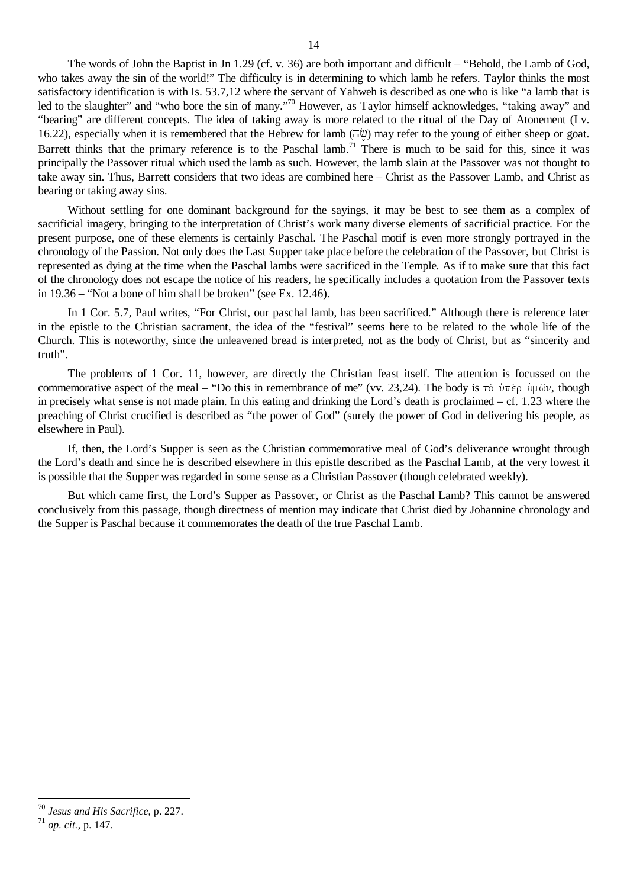The words of John the Baptist in Jn 1.29 (cf. v. 36) are both important and difficult – "Behold, the Lamb of God, who takes away the sin of the world!" The difficulty is in determining to which lamb he refers. Taylor thinks the most satisfactory identification is with Is. 53.7,12 where the servant of Yahweh is described as one who is like "a lamb that is led to the slaughter" and "who bore the sin of many."[70] However, as Taylor himself acknowledges, "taking away" and "bearing" are different concepts. The idea of taking away is more related to the ritual of the Day of Atonement (Lv. 16.22), especially when it is remembered that the Hebrew for lamb (שֶׂה) may refer to the young of either sheep or goat. Barrett thinks that the primary reference is to the Paschal lamb.[71] There is much to be said for this, since it was principally the Passover ritual which used the lamb as such. However, the lamb slain at the Passover was not thought to take away sin. Thus, Barrett considers that two ideas are combined here – Christ as the Passover Lamb, and Christ as bearing or taking away sins.

Without settling for one dominant background for the sayings, it may be best to see them as a complex of sacrificial imagery, bringing to the interpretation of Christ's work many diverse elements of sacrificial practice. For the present purpose, one of these elements is certainly Paschal. The Paschal motif is even more strongly portrayed in the chronology of the Passion. Not only does the Last Supper take place before the celebration of the Passover, but Christ is represented as dying at the time when the Paschal lambs were sacrificed in the Temple. As if to make sure that this fact of the chronology does not escape the notice of his readers, he specifically includes a quotation from the Passover texts in 19.36 – "Not a bone of him shall be broken" (see Ex. 12.46).

In 1 Cor. 5.7, Paul writes, "For Christ, our paschal lamb, has been sacrificed." Although there is reference later in the epistle to the Christian sacrament, the idea of the "festival" seems here to be related to the whole life of the Church. This is noteworthy, since the unleavened bread is interpreted, not as the body of Christ, but as "sincerity and truth".

The problems of 1 Cor. 11, however, are directly the Christian feast itself. The attention is focussed on the commemorative aspect of the meal – "Do this in remembrance of me" (vv. 23,24). The body is τὸ ὑπὲρ ὑμῶν, though in precisely what sense is not made plain. In this eating and drinking the Lord's death is proclaimed – cf. 1.23 where the preaching of Christ crucified is described as "the power of God" (surely the power of God in delivering his people, as elsewhere in Paul).

If, then, the Lord's Supper is seen as the Christian commemorative meal of God's deliverance wrought through the Lord's death and since he is described elsewhere in this epistle described as the Paschal Lamb, at the very lowest it is possible that the Supper was regarded in some sense as a Christian Passover (though celebrated weekly).

But which came first, the Lord's Supper as Passover, or Christ as the Paschal Lamb? This cannot be answered conclusively from this passage, though directness of mention may indicate that Christ died by Johannine chronology and the Supper is Paschal because it commemorates the death of the true Paschal Lamb.

---

[70] *Jesus and His Sacrifice*, p. 227.

[71] *op. cit.*, p. 147.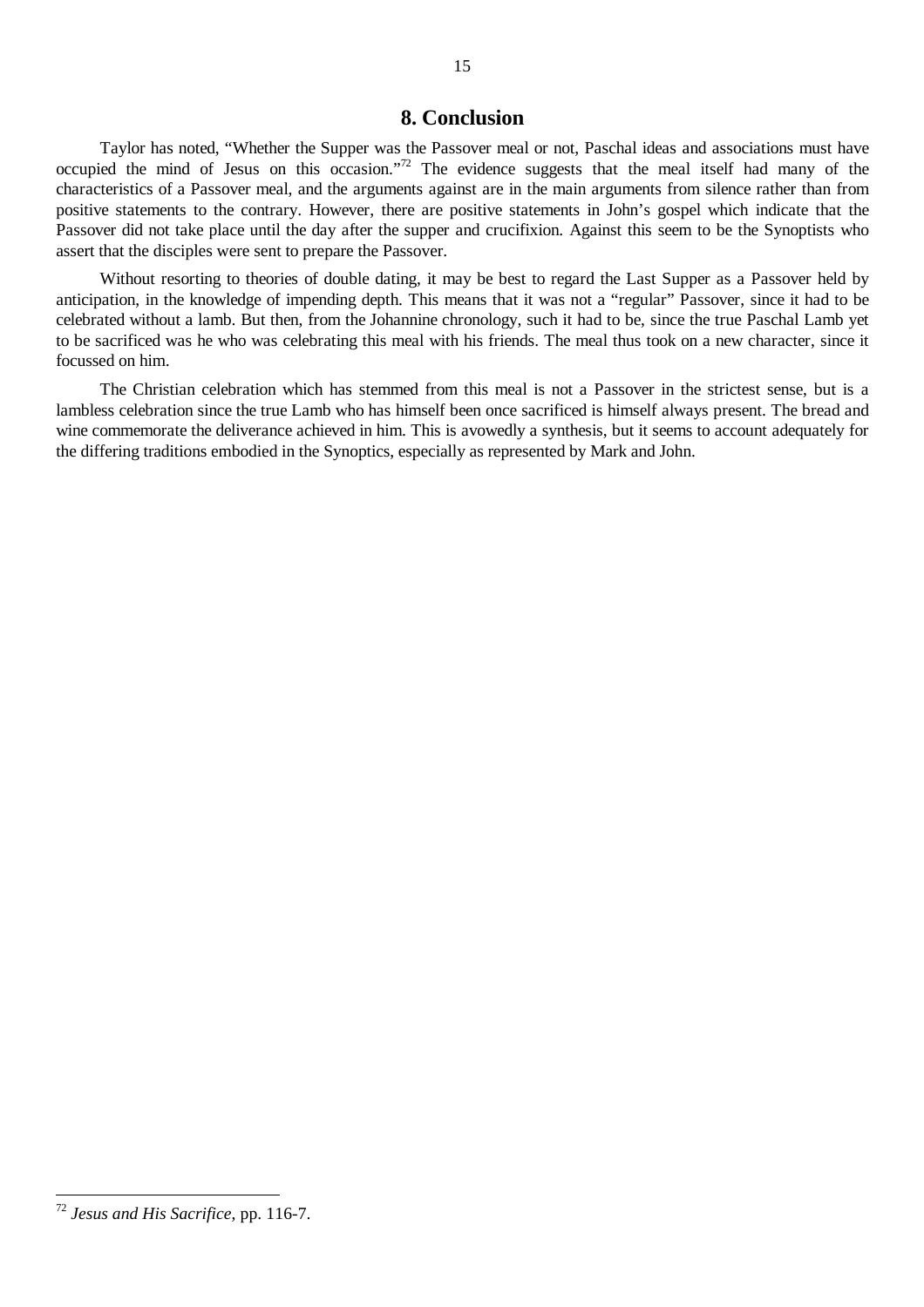## 8. Conclusion

Taylor has noted, "Whether the Supper was the Passover meal or not, Paschal ideas and associations must have occupied the mind of Jesus on this occasion."[72] The evidence suggests that the meal itself had many of the characteristics of a Passover meal, and the arguments against are in the main arguments from silence rather than from positive statements to the contrary. However, there are positive statements in John's gospel which indicate that the Passover did not take place until the day after the supper and crucifixion. Against this seem to be the Synoptists who assert that the disciples were sent to prepare the Passover.

Without resorting to theories of double dating, it may be best to regard the Last Supper as a Passover held by anticipation, in the knowledge of impending depth. This means that it was not a "regular" Passover, since it had to be celebrated without a lamb. But then, from the Johannine chronology, such it had to be, since the true Paschal Lamb yet to be sacrificed was he who was celebrating this meal with his friends. The meal thus took on a new character, since it focussed on him.

The Christian celebration which has stemmed from this meal is not a Passover in the strictest sense, but is a lambless celebration since the true Lamb who has himself been once sacrificed is himself always present. The bread and wine commemorate the deliverance achieved in him. This is avowedly a synthesis, but it seems to account adequately for the differing traditions embodied in the Synoptics, especially as represented by Mark and John.

---

[72] *Jesus and His Sacrifice*, pp. 116-7.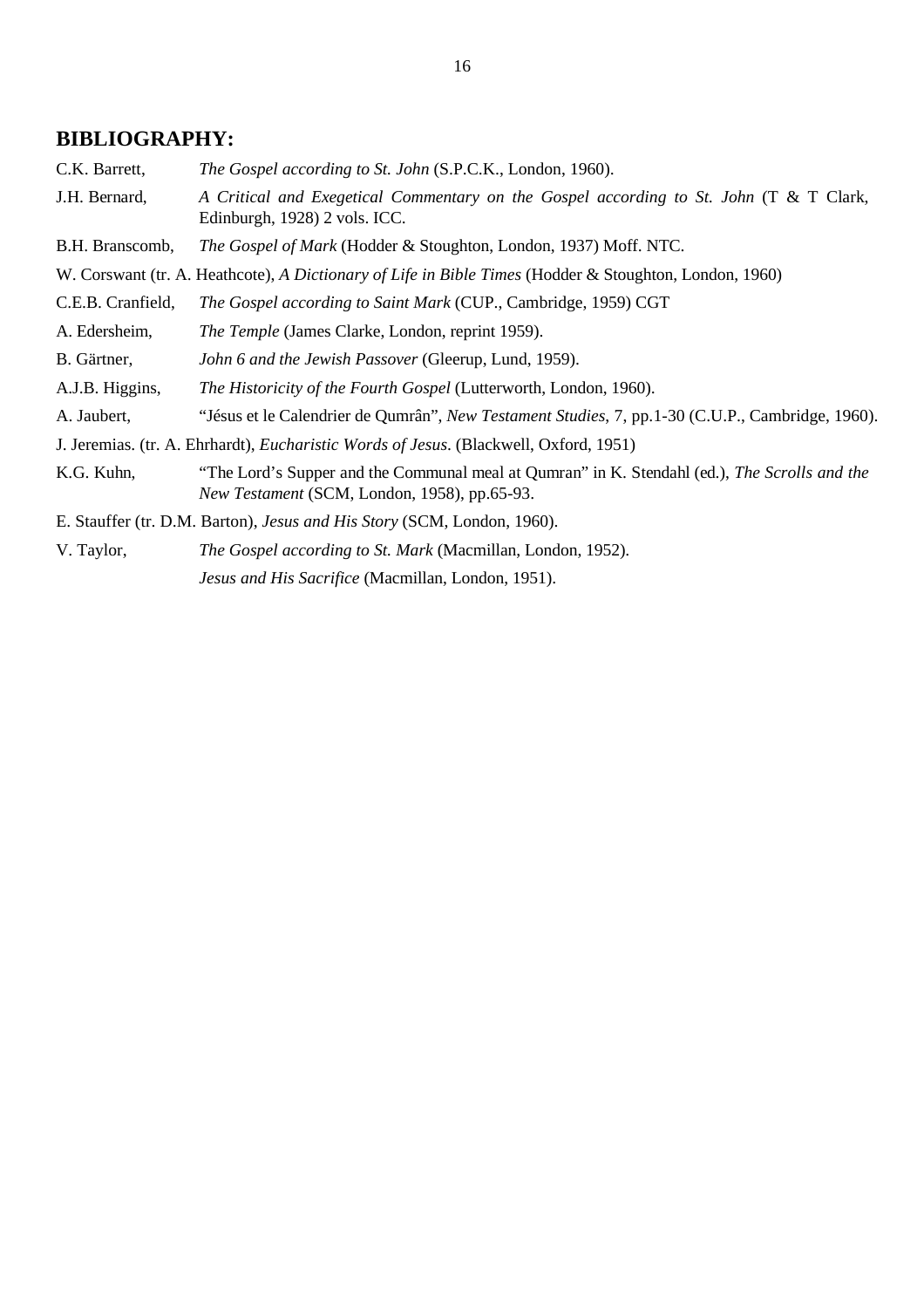## BIBLIOGRAPHY:

C.K. Barrett, *The Gospel according to St. John* (S.P.C.K., London, 1960).

J.H. Bernard, *A Critical and Exegetical Commentary on the Gospel according to St. John* (T & T Clark, Edinburgh, 1928) 2 vols. ICC.

B.H. Branscomb, *The Gospel of Mark* (Hodder & Stoughton, London, 1937) Moff. NTC.

W. Corswant (tr. A. Heathcote), *A Dictionary of Life in Bible Times* (Hodder & Stoughton, London, 1960)

C.E.B. Cranfield, *The Gospel according to Saint Mark* (CUP., Cambridge, 1959) CGT

A. Edersheim, *The Temple* (James Clarke, London, reprint 1959).

B. Gärtner, *John 6 and the Jewish Passover* (Gleerup, Lund, 1959).

A.J.B. Higgins, *The Historicity of the Fourth Gospel* (Lutterworth, London, 1960).

A. Jaubert, "Jésus et le Calendrier de Qumrân", *New Testament Studies*, 7, pp.1-30 (C.U.P., Cambridge, 1960).

J. Jeremias. (tr. A. Ehrhardt), *Eucharistic Words of Jesus*. (Blackwell, Oxford, 1951)

K.G. Kuhn, "The Lord's Supper and the Communal meal at Qumran" in K. Stendahl (ed.), *The Scrolls and the New Testament* (SCM, London, 1958), pp.65-93.

E. Stauffer (tr. D.M. Barton), *Jesus and His Story* (SCM, London, 1960).

V. Taylor, *The Gospel according to St. Mark* (Macmillan, London, 1952).

*Jesus and His Sacrifice* (Macmillan, London, 1951).